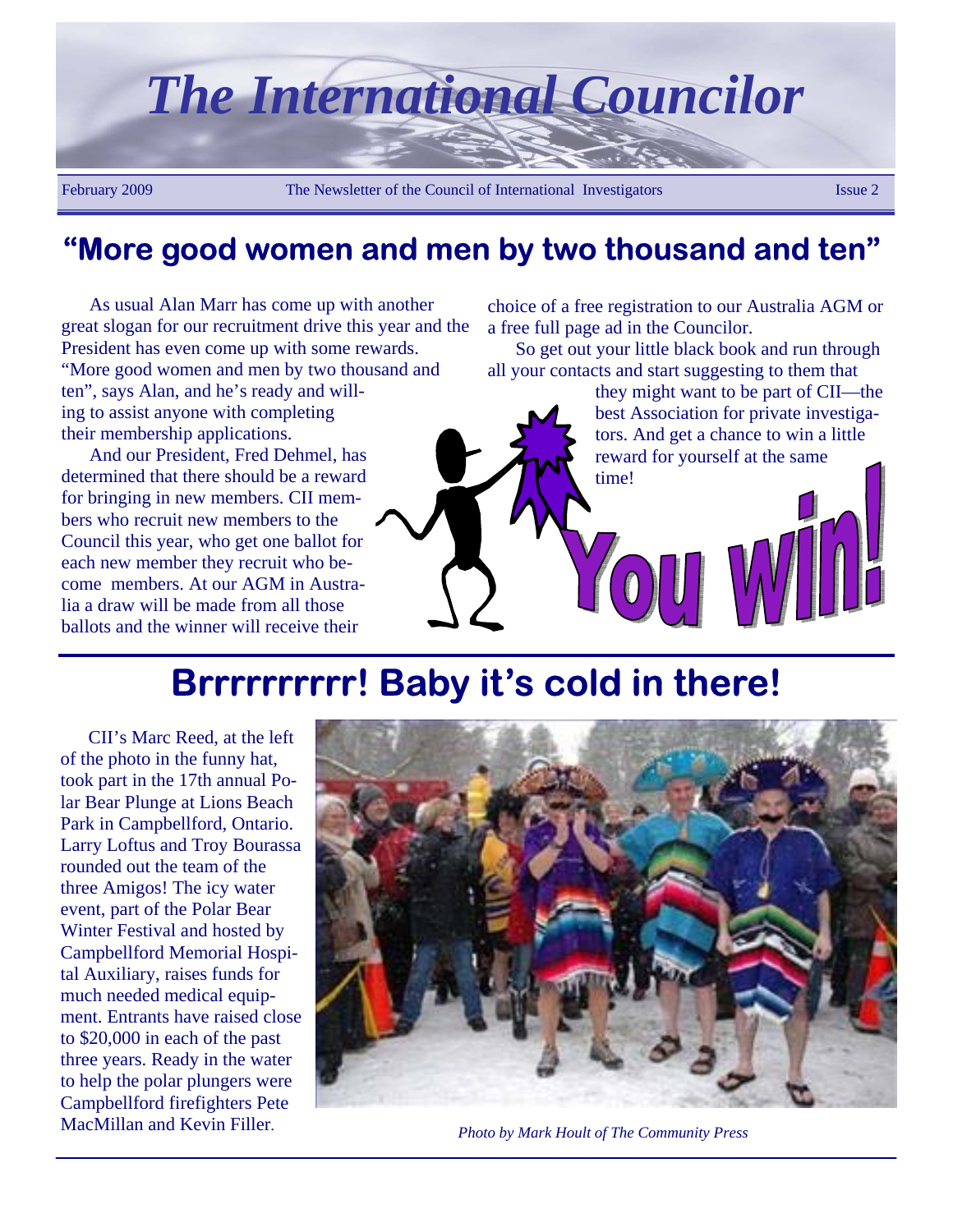# The International Councilor

February 2009 — The Newsletter of the Council of International Investigators — Issue 2

## "More good women and men by two thousand and ten"

As usual Alan Marr has come up with another great slogan for our recruitment drive this year and the President has even come up with some rewards. "More good women and men by two thousand and ten", says Alan, and he's ready and willing to assist anyone with completing their membership applications.

And our President, Fred Dehmel, has determined that there should be a reward for bringing in new members. CII members who recruit new members to the Council this year, who get one ballot for each new member they recruit who become members. At our AGM in Australia a draw will be made from all those ballots and the winner will receive their choice of a free registration to our Australia AGM or a free full page ad in the Councilor.

So get out your little black book and run through all your contacts and start suggesting to them that they might want to be part of CII—the best Association for private investigators. And get a chance to win a little reward for yourself at the same time!

You win!

## Brrrrrrrrr! Baby it's cold in there!

CII's Marc Reed, at the left of the photo in the funny hat, took part in the 17th annual Polar Bear Plunge at Lions Beach Park in Campbellford, Ontario. Larry Loftus and Troy Bourassa rounded out the team of the three Amigos! The icy water event, part of the Polar Bear Winter Festival and hosted by Campbellford Memorial Hospital Auxiliary, raises funds for much needed medical equipment. Entrants have raised close to $20,000 in each of the past three years. Ready in the water to help the polar plungers were Campbellford firefighters Pete MacMillan and Kevin Filler.

*Photo by Mark Hoult of The Community Press*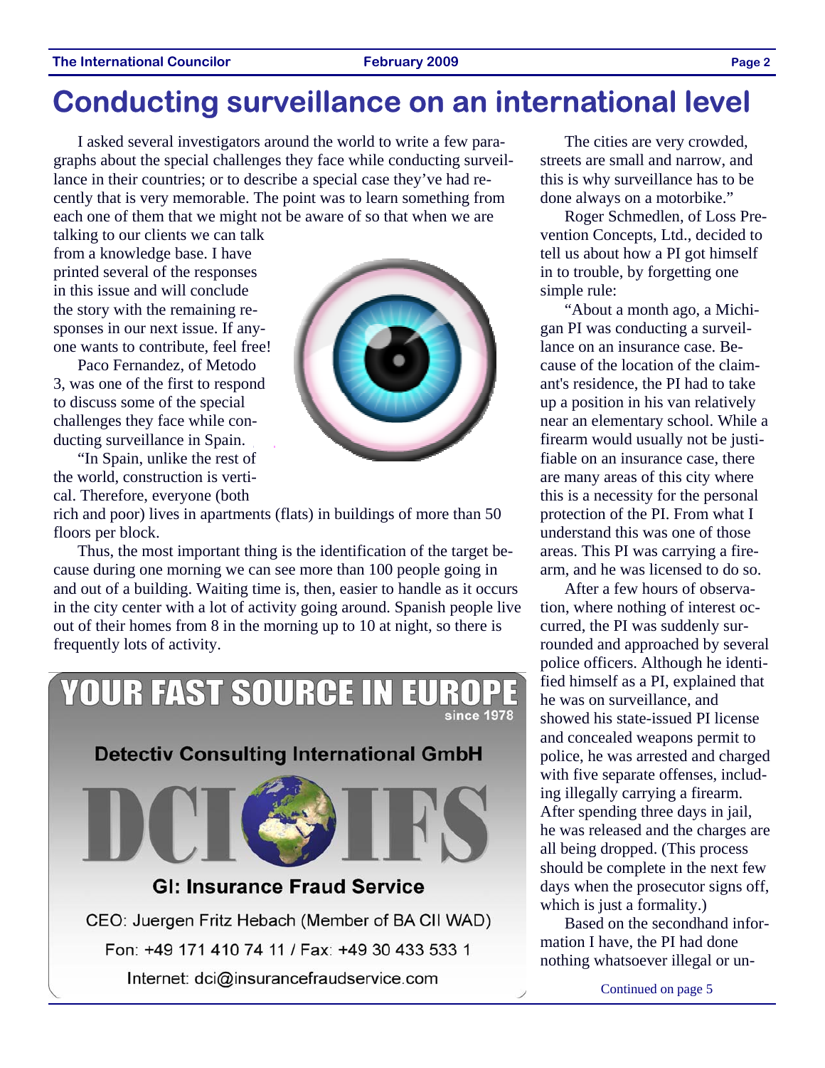# Conducting surveillance on an international level

I asked several investigators around the world to write a few paragraphs about the special challenges they face while conducting surveillance in their countries; or to describe a special case they've had recently that is very memorable. The point was to learn something from each one of them that we might not be aware of so that when we are talking to our clients we can talk from a knowledge base. I have printed several of the responses in this issue and will conclude the story with the remaining responses in our next issue. If anyone wants to contribute, feel free!

Paco Fernandez, of Metodo 3, was one of the first to respond to discuss some of the special challenges they face while conducting surveillance in Spain.

"In Spain, unlike the rest of the world, construction is vertical. Therefore, everyone (both rich and poor) lives in apartments (flats) in buildings of more than 50 floors per block.

Thus, the most important thing is the identification of the target because during one morning we can see more than 100 people going in and out of a building. Waiting time is, then, easier to handle as it occurs in the city center with a lot of activity going around. Spanish people live out of their homes from 8 in the morning up to 10 at night, so there is frequently lots of activity.

The cities are very crowded, streets are small and narrow, and this is why surveillance has to be done always on a motorbike."

Roger Schmedlen, of Loss Prevention Concepts, Ltd., decided to tell us about how a PI got himself in to trouble, by forgetting one simple rule:

"About a month ago, a Michigan PI was conducting a surveillance on an insurance case. Because of the location of the claimant's residence, the PI had to take up a position in his van relatively near an elementary school. While a firearm would usually not be justifiable on an insurance case, there are many areas of this city where this is a necessity for the personal protection of the PI. From what I understand this was one of those areas. This PI was carrying a firearm, and he was licensed to do so.

After a few hours of observation, where nothing of interest occurred, the PI was suddenly surrounded and approached by several police officers. Although he identified himself as a PI, explained that he was on surveillance, and showed his state-issued PI license and concealed weapons permit to police, he was arrested and charged with five separate offenses, including illegally carrying a firearm. After spending three days in jail, he was released and the charges are all being dropped. (This process should be complete in the next few days when the prosecutor signs off, which is just a formality.)

Based on the secondhand information I have, the PI had done nothing whatsoever illegal or un-

Continued on page 5

---

**YOUR FAST SOURCE IN EUROPE**
since 1978

**Detectiv Consulting International GmbH**

**DCI IFS**

**GI: Insurance Fraud Service**

CEO: Juergen Fritz Hebach (Member of BA CII WAD)

Fon: +49 171 410 74 11 / Fax: +49 30 433 533 1

Internet: dci@insurancefraudservice.com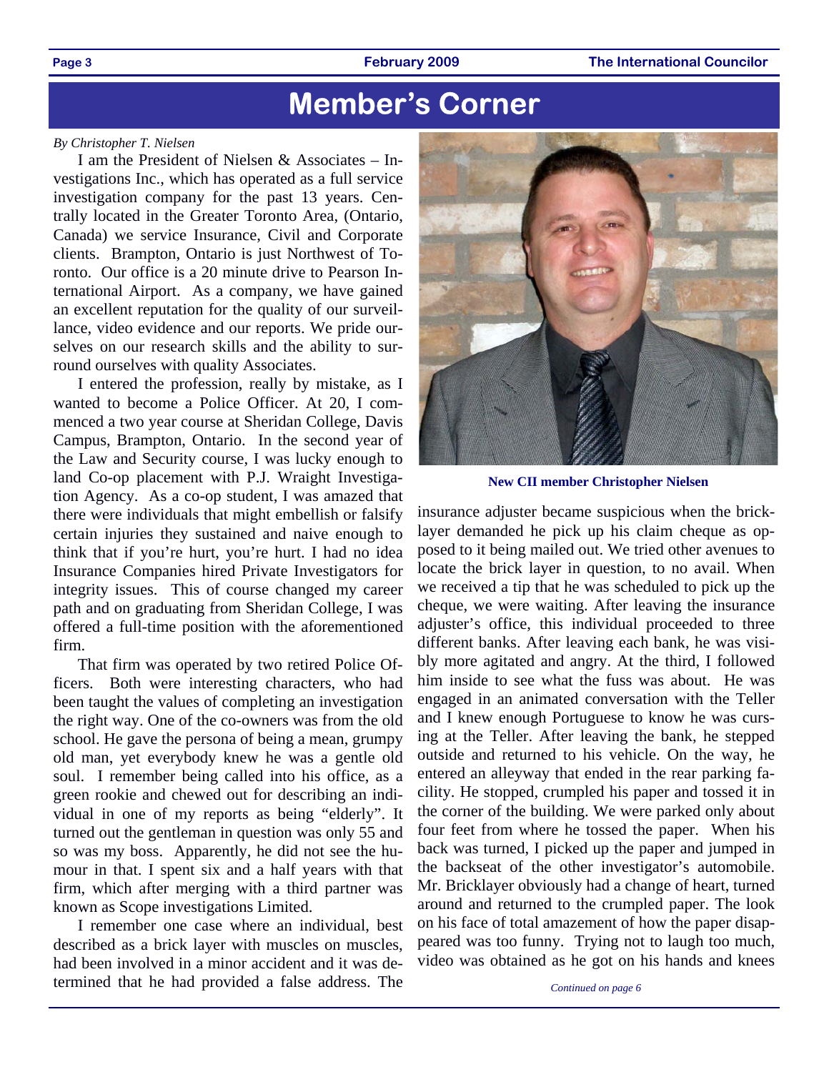# Member's Corner

*By Christopher T. Nielsen*

I am the President of Nielsen & Associates – Investigations Inc., which has operated as a full service investigation company for the past 13 years. Centrally located in the Greater Toronto Area, (Ontario, Canada) we service Insurance, Civil and Corporate clients. Brampton, Ontario is just Northwest of Toronto. Our office is a 20 minute drive to Pearson International Airport. As a company, we have gained an excellent reputation for the quality of our surveillance, video evidence and our reports. We pride ourselves on our research skills and the ability to surround ourselves with quality Associates.

I entered the profession, really by mistake, as I wanted to become a Police Officer. At 20, I commenced a two year course at Sheridan College, Davis Campus, Brampton, Ontario. In the second year of the Law and Security course, I was lucky enough to land Co-op placement with P.J. Wraight Investigation Agency. As a co-op student, I was amazed that there were individuals that might embellish or falsify certain injuries they sustained and naive enough to think that if you're hurt, you're hurt. I had no idea Insurance Companies hired Private Investigators for integrity issues. This of course changed my career path and on graduating from Sheridan College, I was offered a full-time position with the aforementioned firm.

That firm was operated by two retired Police Officers. Both were interesting characters, who had been taught the values of completing an investigation the right way. One of the co-owners was from the old school. He gave the persona of being a mean, grumpy old man, yet everybody knew he was a gentle old soul. I remember being called into his office, as a green rookie and chewed out for describing an individual in one of my reports as being "elderly". It turned out the gentleman in question was only 55 and so was my boss. Apparently, he did not see the humour in that. I spent six and a half years with that firm, which after merging with a third partner was known as Scope investigations Limited.

I remember one case where an individual, best described as a brick layer with muscles on muscles, had been involved in a minor accident and it was determined that he had provided a false address. The insurance adjuster became suspicious when the bricklayer demanded he pick up his claim cheque as opposed to it being mailed out. We tried other avenues to locate the brick layer in question, to no avail. When we received a tip that he was scheduled to pick up the cheque, we were waiting. After leaving the insurance adjuster's office, this individual proceeded to three different banks. After leaving each bank, he was visibly more agitated and angry. At the third, I followed him inside to see what the fuss was about. He was engaged in an animated conversation with the Teller and I knew enough Portuguese to know he was cursing at the Teller. After leaving the bank, he stepped outside and returned to his vehicle. On the way, he entered an alleyway that ended in the rear parking facility. He stopped, crumpled his paper and tossed it in the corner of the building. We were parked only about four feet from where he tossed the paper. When his back was turned, I picked up the paper and jumped in the backseat of the other investigator's automobile. Mr. Bricklayer obviously had a change of heart, turned around and returned to the crumpled paper. The look on his face of total amazement of how the paper disappeared was too funny. Trying not to laugh too much, video was obtained as he got on his hands and knees

**New CII member Christopher Nielsen**

*Continued on page 6*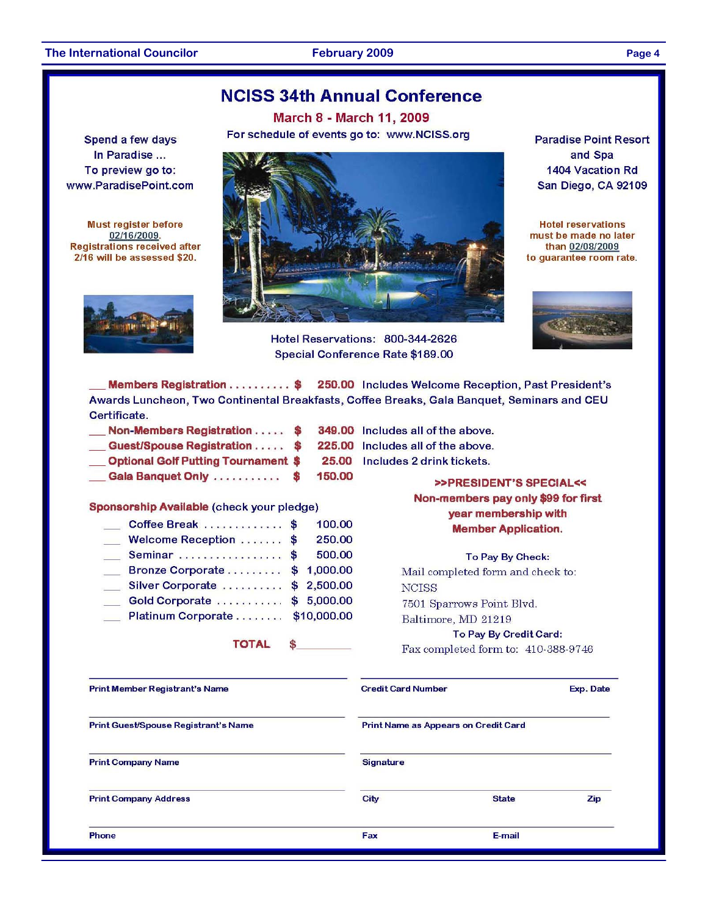# NCISS 34th Annual Conference

**March 8 - March 11, 2009**

For schedule of events go to: www.NCISS.org

Spend a few days
In Paradise ...
To preview go to:
www.ParadisePoint.com

Paradise Point Resort
and Spa
1404 Vacation Rd
San Diego, CA 92109

**Must register before 02/16/2009. Registrations received after 2/16 will be assessed $20.**

**Hotel reservations must be made no later than 02/08/2009 to guarantee room rate.**

Hotel Reservations: 800-344-2626
Special Conference Rate $189.00

___ **Members Registration** .......... $ **250.00** Includes Welcome Reception, Past President's Awards Luncheon, Two Continental Breakfasts, Coffee Breaks, Gala Banquet, Seminars and CEU Certificate.

___ **Non-Members Registration** ..... $ **349.00** Includes all of the above.

___ **Guest/Spouse Registration** ..... $ **225.00** Includes all of the above.

___ **Optional Golf Putting Tournament** $ **25.00** Includes 2 drink tickets.

___ **Gala Banquet Only** ........... $ **150.00**

**>>PRESIDENT'S SPECIAL<<**
**Non-members pay only $99 for first year membership with Member Application.**

**Sponsorship Available** (check your pledge)

| | Sponsorship | Amount |
|---|---|---|
| ___ | Coffee Break | $ 100.00 |
| ___ | Welcome Reception | $ 250.00 |
| ___ | Seminar | $ 500.00 |
| ___ | Bronze Corporate | $ 1,000.00 |
| ___ | Silver Corporate | $ 2,500.00 |
| ___ | Gold Corporate | $ 5,000.00 |
| ___ | Platinum Corporate | $10,000.00 |

**TOTAL** $________

**To Pay By Check:**
Mail completed form and check to:
NCISS
7501 Sparrows Point Blvd.
Baltimore, MD 21219

**To Pay By Credit Card:**
Fax completed form to: 410-388-9746

Print Member Registrant's Name ________________

Print Guest/Spouse Registrant's Name ________________

Print Company Name ________________

Print Company Address ________________

Phone ________________

Credit Card Number ________________ Exp. Date ________

Print Name as Appears on Credit Card ________________

Signature ________________

City ________ State ________ Zip ________

Fax ________ E-mail ________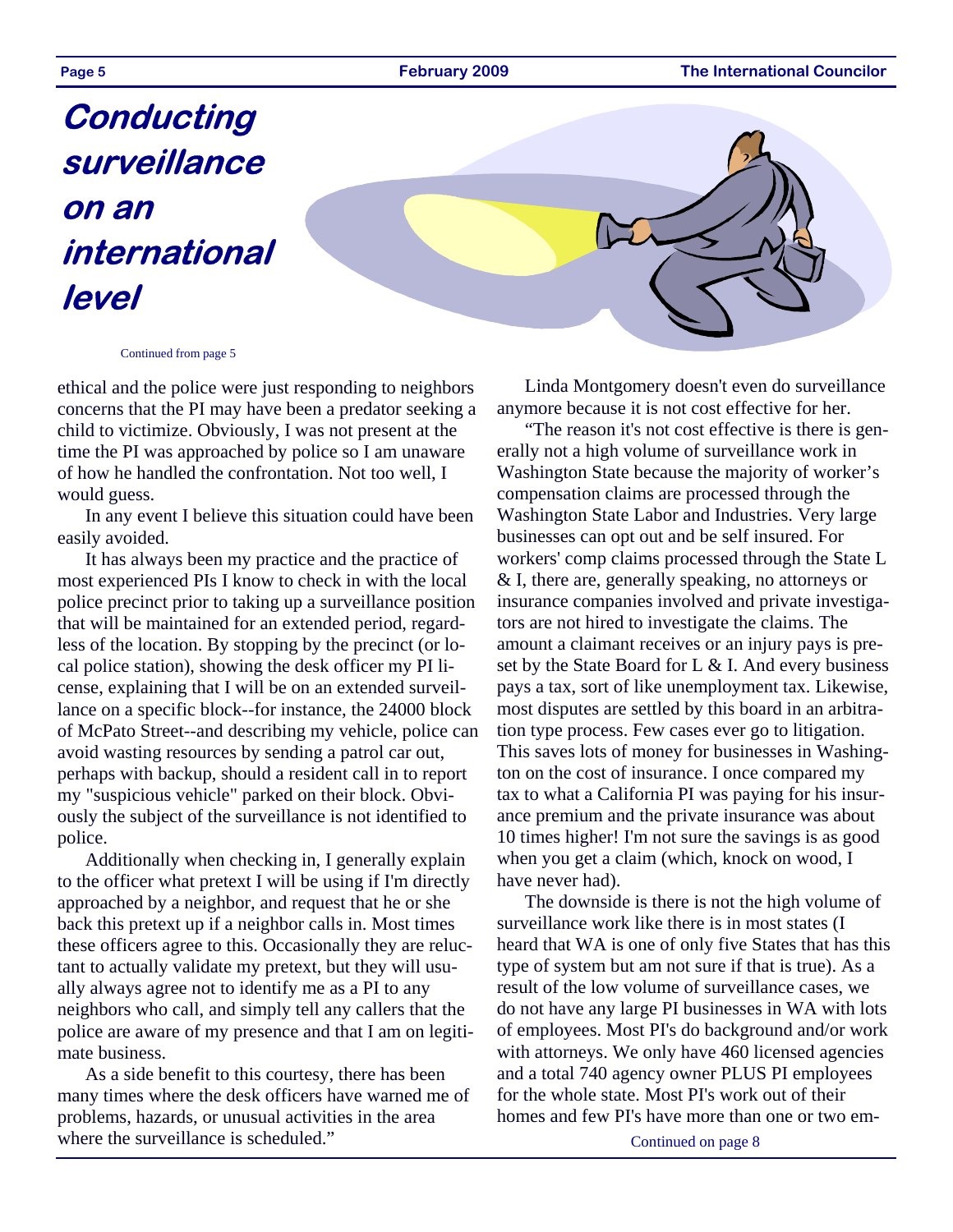# Conducting surveillance on an international level

Continued from page 5

ethical and the police were just responding to neighbors concerns that the PI may have been a predator seeking a child to victimize. Obviously, I was not present at the time the PI was approached by police so I am unaware of how he handled the confrontation. Not too well, I would guess.

In any event I believe this situation could have been easily avoided.

It has always been my practice and the practice of most experienced PIs I know to check in with the local police precinct prior to taking up a surveillance position that will be maintained for an extended period, regardless of the location. By stopping by the precinct (or local police station), showing the desk officer my PI license, explaining that I will be on an extended surveillance on a specific block--for instance, the 24000 block of McPato Street--and describing my vehicle, police can avoid wasting resources by sending a patrol car out, perhaps with backup, should a resident call in to report my "suspicious vehicle" parked on their block. Obviously the subject of the surveillance is not identified to police.

Additionally when checking in, I generally explain to the officer what pretext I will be using if I'm directly approached by a neighbor, and request that he or she back this pretext up if a neighbor calls in. Most times these officers agree to this. Occasionally they are reluctant to actually validate my pretext, but they will usually always agree not to identify me as a PI to any neighbors who call, and simply tell any callers that the police are aware of my presence and that I am on legitimate business.

As a side benefit to this courtesy, there has been many times where the desk officers have warned me of problems, hazards, or unusual activities in the area where the surveillance is scheduled."

Linda Montgomery doesn't even do surveillance anymore because it is not cost effective for her.

"The reason it's not cost effective is there is generally not a high volume of surveillance work in Washington State because the majority of worker's compensation claims are processed through the Washington State Labor and Industries. Very large businesses can opt out and be self insured. For workers' comp claims processed through the State L & I, there are, generally speaking, no attorneys or insurance companies involved and private investigators are not hired to investigate the claims. The amount a claimant receives or an injury pays is preset by the State Board for L & I. And every business pays a tax, sort of like unemployment tax. Likewise, most disputes are settled by this board in an arbitration type process. Few cases ever go to litigation. This saves lots of money for businesses in Washington on the cost of insurance. I once compared my tax to what a California PI was paying for his insurance premium and the private insurance was about 10 times higher! I'm not sure the savings is as good when you get a claim (which, knock on wood, I have never had).

The downside is there is not the high volume of surveillance work like there is in most states (I heard that WA is one of only five States that has this type of system but am not sure if that is true). As a result of the low volume of surveillance cases, we do not have any large PI businesses in WA with lots of employees. Most PI's do background and/or work with attorneys. We only have 460 licensed agencies and a total 740 agency owner PLUS PI employees for the whole state. Most PI's work out of their homes and few PI's have more than one or two em-

Continued on page 8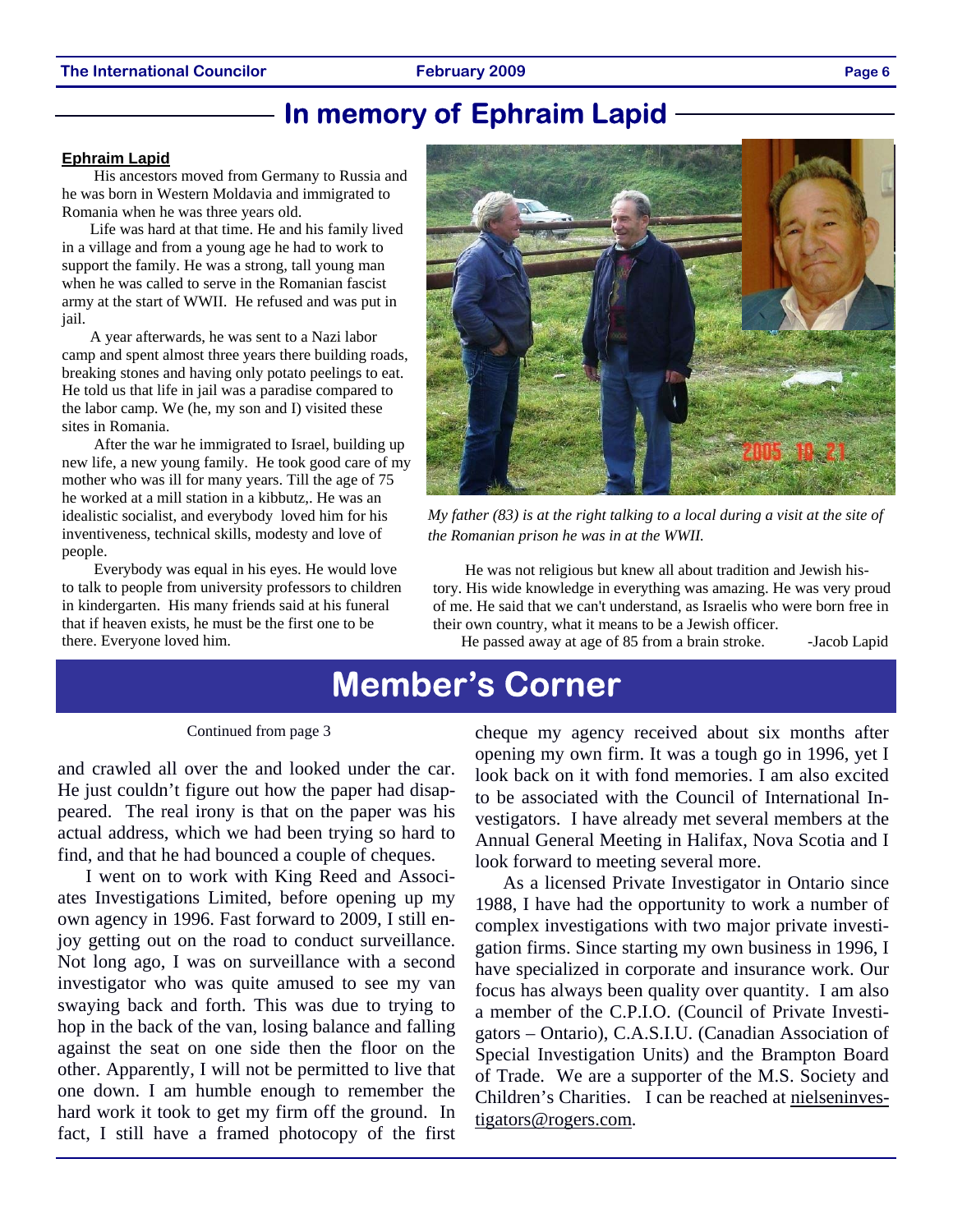# In memory of Ephraim Lapid

**Ephraim Lapid**

His ancestors moved from Germany to Russia and he was born in Western Moldavia and immigrated to Romania when he was three years old.

Life was hard at that time. He and his family lived in a village and from a young age he had to work to support the family. He was a strong, tall young man when he was called to serve in the Romanian fascist army at the start of WWII. He refused and was put in jail.

A year afterwards, he was sent to a Nazi labor camp and spent almost three years there building roads, breaking stones and having only potato peelings to eat. He told us that life in jail was a paradise compared to the labor camp. We (he, my son and I) visited these sites in Romania.

After the war he immigrated to Israel, building up new life, a new young family. He took good care of my mother who was ill for many years. Till the age of 75 he worked at a mill station in a kibbutz,. He was an idealistic socialist, and everybody loved him for his inventiveness, technical skills, modesty and love of people.

Everybody was equal in his eyes. He would love to talk to people from university professors to children in kindergarten. His many friends said at his funeral that if heaven exists, he must be the first one to be there. Everyone loved him.

*My father (83) is at the right talking to a local during a visit at the site of the Romanian prison he was in at the WWII.*

He was not religious but knew all about tradition and Jewish history. His wide knowledge in everything was amazing. He was very proud of me. He said that we can't understand, as Israelis who were born free in their own country, what it means to be a Jewish officer.

He passed away at age of 85 from a brain stroke. -Jacob Lapid

# Member's Corner

Continued from page 3

and crawled all over the and looked under the car. He just couldn't figure out how the paper had disappeared. The real irony is that on the paper was his actual address, which we had been trying so hard to find, and that he had bounced a couple of cheques.

I went on to work with King Reed and Associates Investigations Limited, before opening up my own agency in 1996. Fast forward to 2009, I still enjoy getting out on the road to conduct surveillance. Not long ago, I was on surveillance with a second investigator who was quite amused to see my van swaying back and forth. This was due to trying to hop in the back of the van, losing balance and falling against the seat on one side then the floor on the other. Apparently, I will not be permitted to live that one down. I am humble enough to remember the hard work it took to get my firm off the ground. In fact, I still have a framed photocopy of the first cheque my agency received about six months after opening my own firm. It was a tough go in 1996, yet I look back on it with fond memories. I am also excited to be associated with the Council of International Investigators. I have already met several members at the Annual General Meeting in Halifax, Nova Scotia and I look forward to meeting several more.

As a licensed Private Investigator in Ontario since 1988, I have had the opportunity to work a number of complex investigations with two major private investigation firms. Since starting my own business in 1996, I have specialized in corporate and insurance work. Our focus has always been quality over quantity. I am also a member of the C.P.I.O. (Council of Private Investigators – Ontario), C.A.S.I.U. (Canadian Association of Special Investigation Units) and the Brampton Board of Trade. We are a supporter of the M.S. Society and Children's Charities. I can be reached at nieleninvestigators@rogers.com.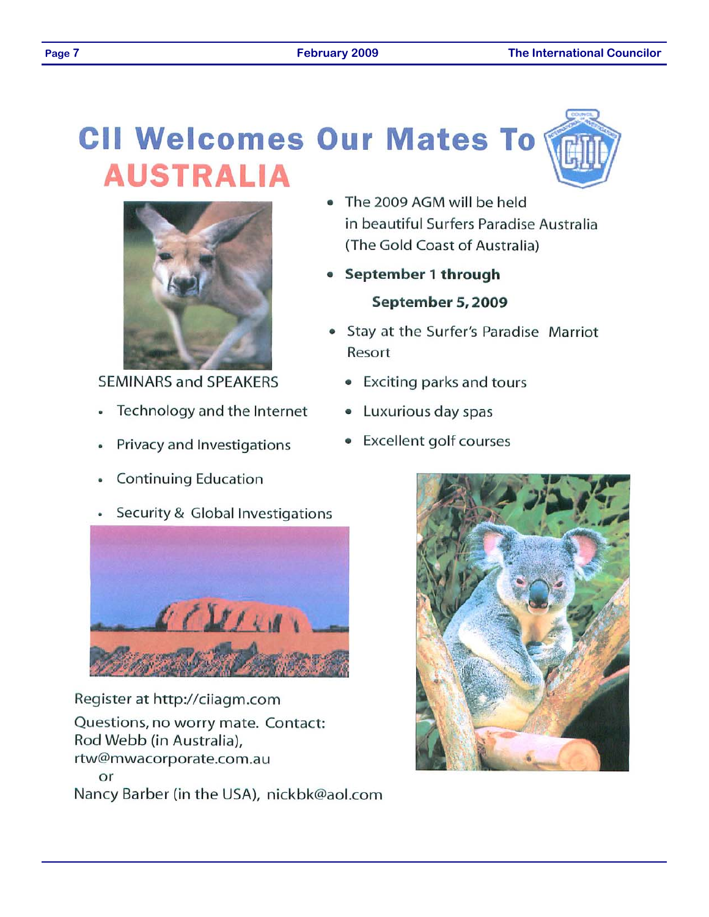# CII Welcomes Our Mates To AUSTRALIA

- The 2009 AGM will be held in beautiful Surfers Paradise Australia (The Gold Coast of Australia)
- **September 1 through September 5, 2009**
- Stay at the Surfer's Paradise Marriot Resort
  - Exciting parks and tours
  - Luxurious day spas
  - Excellent golf courses

SEMINARS and SPEAKERS

- Technology and the Internet
- Privacy and Investigations
- Continuing Education
- Security & Global Investigations

Register at http://ciiagm.com

Questions, no worry mate. Contact:
Rod Webb (in Australia),
rtw@mwacorporate.com.au
or
Nancy Barber (in the USA), nickbk@aol.com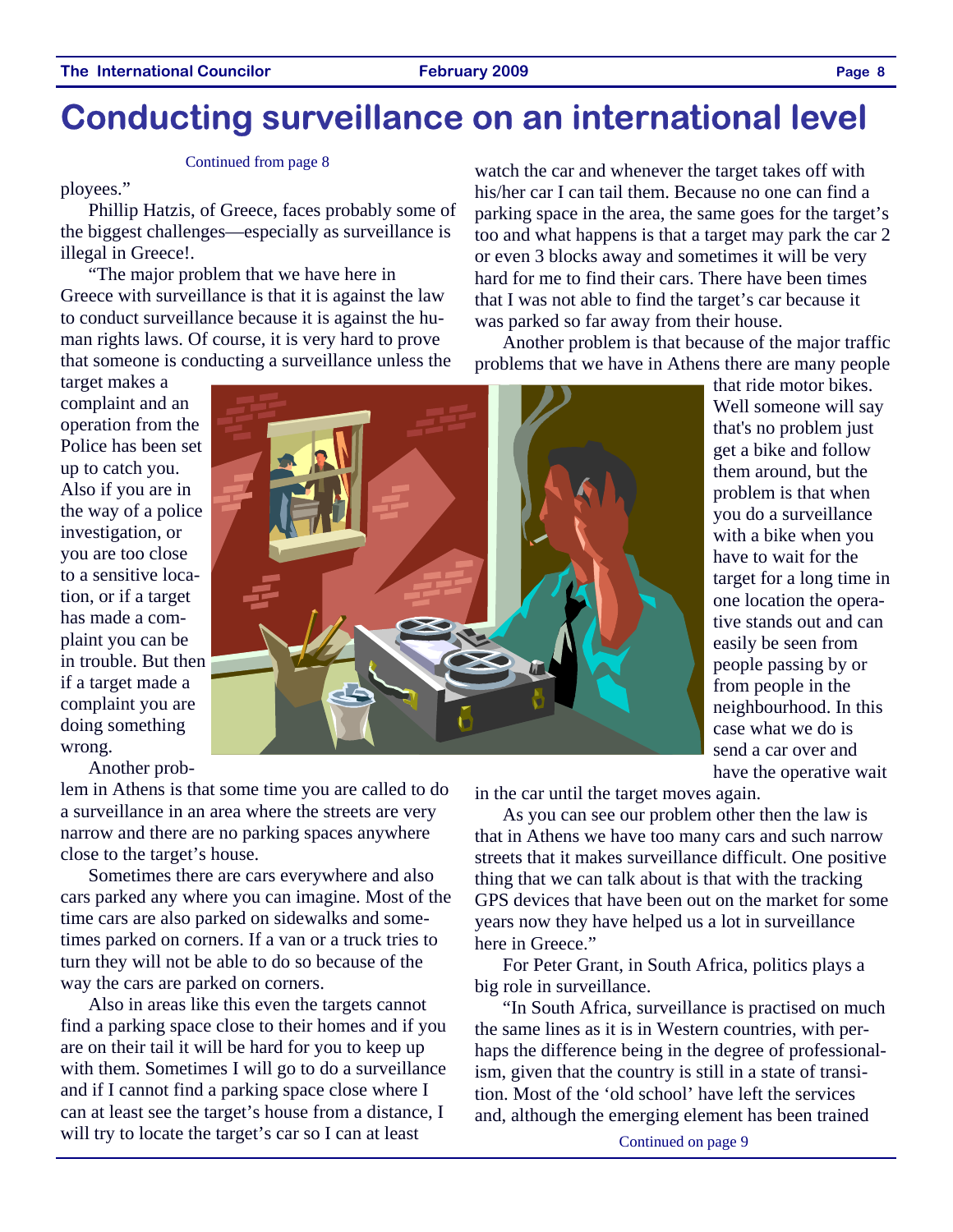# Conducting surveillance on an international level

Continued from page 8

ployees."

Phillip Hatzis, of Greece, faces probably some of the biggest challenges—especially as surveillance is illegal in Greece!.

"The major problem that we have here in Greece with surveillance is that it is against the law to conduct surveillance because it is against the human rights laws. Of course, it is very hard to prove that someone is conducting a surveillance unless the target makes a complaint and an operation from the Police has been set up to catch you. Also if you are in the way of a police investigation, or you are too close to a sensitive location, or if a target has made a complaint you can be in trouble. But then if a target made a complaint you are doing something wrong.

Another problem in Athens is that some time you are called to do a surveillance in an area where the streets are very narrow and there are no parking spaces anywhere close to the target's house.

Sometimes there are cars everywhere and also cars parked any where you can imagine. Most of the time cars are also parked on sidewalks and sometimes parked on corners. If a van or a truck tries to turn they will not be able to do so because of the way the cars are parked on corners.

Also in areas like this even the targets cannot find a parking space close to their homes and if you are on their tail it will be hard for you to keep up with them. Sometimes I will go to do a surveillance and if I cannot find a parking space close where I can at least see the target's house from a distance, I will try to locate the target's car so I can at least watch the car and whenever the target takes off with his/her car I can tail them. Because no one can find a parking space in the area, the same goes for the target's too and what happens is that a target may park the car 2 or even 3 blocks away and sometimes it will be very hard for me to find their cars. There have been times that I was not able to find the target's car because it was parked so far away from their house.

Another problem is that because of the major traffic problems that we have in Athens there are many people that ride motor bikes. Well someone will say that's no problem just get a bike and follow them around, but the problem is that when you do a surveillance with a bike when you have to wait for the target for a long time in one location the operative stands out and can easily be seen from people passing by or from people in the neighbourhood. In this case what we do is send a car over and have the operative wait in the car until the target moves again.

As you can see our problem other then the law is that in Athens we have too many cars and such narrow streets that it makes surveillance difficult. One positive thing that we can talk about is that with the tracking GPS devices that have been out on the market for some years now they have helped us a lot in surveillance here in Greece."

For Peter Grant, in South Africa, politics plays a big role in surveillance.

"In South Africa, surveillance is practised on much the same lines as it is in Western countries, with perhaps the difference being in the degree of professionalism, given that the country is still in a state of transition. Most of the 'old school' have left the services and, although the emerging element has been trained

Continued on page 9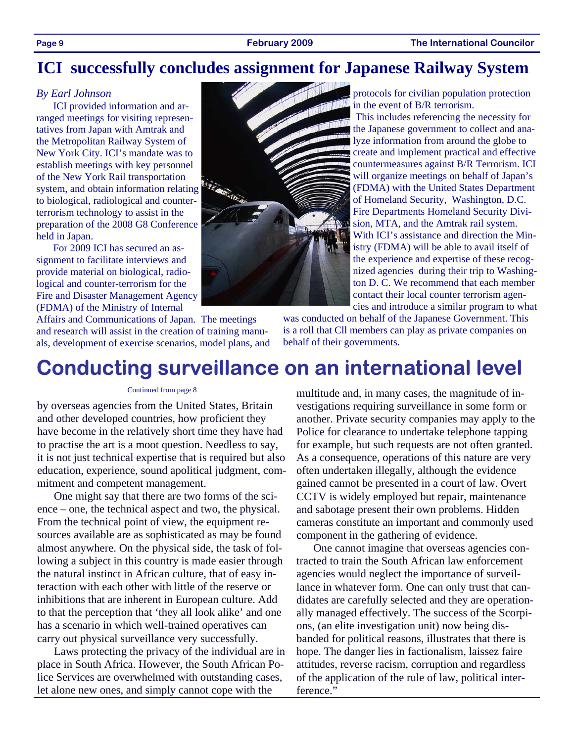## ICI successfully concludes assignment for Japanese Railway System

*By Earl Johnson*

ICI provided information and arranged meetings for visiting representatives from Japan with Amtrak and the Metropolitan Railway System of New York City. ICI's mandate was to establish meetings with key personnel of the New York Rail transportation system, and obtain information relating to biological, radiological and counter-terrorism technology to assist in the preparation of the 2008 G8 Conference held in Japan.

For 2009 ICI has secured an assignment to facilitate interviews and provide material on biological, radiological and counter-terrorism for the Fire and Disaster Management Agency (FDMA) of the Ministry of Internal Affairs and Communications of Japan. The meetings and research will assist in the creation of training manuals, development of exercise scenarios, model plans, and protocols for civilian population protection in the event of B/R terrorism.

This includes referencing the necessity for the Japanese government to collect and analyze information from around the globe to create and implement practical and effective countermeasures against B/R Terrorism. ICI will organize meetings on behalf of Japan's (FDMA) with the United States Department of Homeland Security, Washington, D.C. Fire Departments Homeland Security Division, MTA, and the Amtrak rail system. With ICI's assistance and direction the Ministry (FDMA) will be able to avail itself of the experience and expertise of these recognized agencies during their trip to Washington D. C. We recommend that each member contact their local counter terrorism agencies and introduce a similar program to what was conducted on behalf of the Japanese Government. This is a roll that Cll members can play as private companies on behalf of their governments.

## Conducting surveillance on an international level

Continued from page 8

by overseas agencies from the United States, Britain and other developed countries, how proficient they have become in the relatively short time they have had to practise the art is a moot question. Needless to say, it is not just technical expertise that is required but also education, experience, sound apolitical judgment, commitment and competent management.

One might say that there are two forms of the science – one, the technical aspect and two, the physical. From the technical point of view, the equipment resources available are as sophisticated as may be found almost anywhere. On the physical side, the task of following a subject in this country is made easier through the natural instinct in African culture, that of easy interaction with each other with little of the reserve or inhibitions that are inherent in European culture. Add to that the perception that 'they all look alike' and one has a scenario in which well-trained operatives can carry out physical surveillance very successfully.

Laws protecting the privacy of the individual are in place in South Africa. However, the South African Police Services are overwhelmed with outstanding cases, let alone new ones, and simply cannot cope with the multitude and, in many cases, the magnitude of investigations requiring surveillance in some form or another. Private security companies may apply to the Police for clearance to undertake telephone tapping for example, but such requests are not often granted. As a consequence, operations of this nature are very often undertaken illegally, although the evidence gained cannot be presented in a court of law. Overt CCTV is widely employed but repair, maintenance and sabotage present their own problems. Hidden cameras constitute an important and commonly used component in the gathering of evidence.

One cannot imagine that overseas agencies contracted to train the South African law enforcement agencies would neglect the importance of surveillance in whatever form. One can only trust that candidates are carefully selected and they are operationally managed effectively. The success of the Scorpions, (an elite investigation unit) now being disbanded for political reasons, illustrates that there is hope. The danger lies in factionalism, laissez faire attitudes, reverse racism, corruption and regardless of the application of the rule of law, political interference."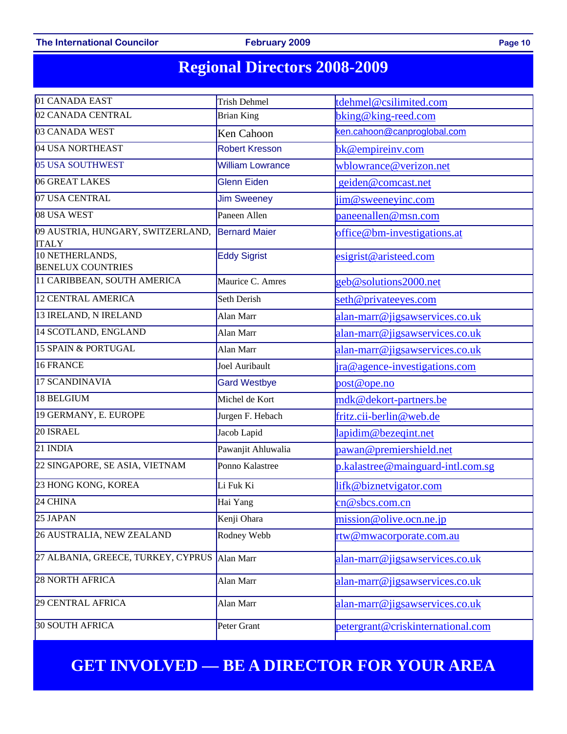# Regional Directors 2008-2009

| Region | Director | Email |
|---|---|---|
| 01 CANADA EAST | Trish Dehmel | tdehmel@csilimited.com |
| 02 CANADA CENTRAL | Brian King | bking@king-reed.com |
| 03 CANADA WEST | Ken Cahoon | ken.cahoon@canproglobal.com |
| 04 USA NORTHEAST | Robert Kresson | bk@empireinv.com |
| 05 USA SOUTHWEST | William Lowrance | wblowrance@verizon.net |
| 06 GREAT LAKES | Glenn Eiden | geiden@comcast.net |
| 07 USA CENTRAL | Jim Sweeney | jim@sweeneyinc.com |
| 08 USA WEST | Paneen Allen | paneenallen@msn.com |
| 09 AUSTRIA, HUNGARY, SWITZERLAND, ITALY | Bernard Maier | office@bm-investigations.at |
| 10 NETHERLANDS, BENELUX COUNTRIES | Eddy Sigrist | esigrist@aristeed.com |
| 11 CARIBBEAN, SOUTH AMERICA | Maurice C. Amres | geb@solutions2000.net |
| 12 CENTRAL AMERICA | Seth Derish | seth@privateeyes.com |
| 13 IRELAND, N IRELAND | Alan Marr | alan-marr@jigsawservices.co.uk |
| 14 SCOTLAND, ENGLAND | Alan Marr | alan-marr@jigsawservices.co.uk |
| 15 SPAIN & PORTUGAL | Alan Marr | alan-marr@jigsawservices.co.uk |
| 16 FRANCE | Joel Auribault | jra@agence-investigations.com |
| 17 SCANDINAVIA | Gard Westbye | post@ope.no |
| 18 BELGIUM | Michel de Kort | mdk@dekort-partners.be |
| 19 GERMANY, E. EUROPE | Jurgen F. Hebach | fritz.cii-berlin@web.de |
| 20 ISRAEL | Jacob Lapid | lapidim@bezeqint.net |
| 21 INDIA | Pawanjit Ahluwalia | pawan@premiershield.net |
| 22 SINGAPORE, SE ASIA, VIETNAM | Ponno Kalastree | p.kalastree@mainguard-intl.com.sg |
| 23 HONG KONG, KOREA | Li Fuk Ki | lifk@biznetvigator.com |
| 24 CHINA | Hai Yang | cn@sbcs.com.cn |
| 25 JAPAN | Kenji Ohara | mission@olive.ocn.ne.jp |
| 26 AUSTRALIA, NEW ZEALAND | Rodney Webb | rtw@mwacorporate.com.au |
| 27 ALBANIA, GREECE, TURKEY, CYPRUS | Alan Marr | alan-marr@jigsawservices.co.uk |
| 28 NORTH AFRICA | Alan Marr | alan-marr@jigsawservices.co.uk |
| 29 CENTRAL AFRICA | Alan Marr | alan-marr@jigsawservices.co.uk |
| 30 SOUTH AFRICA | Peter Grant | petergrant@criskinternational.com |

## GET INVOLVED — BE A DIRECTOR FOR YOUR AREA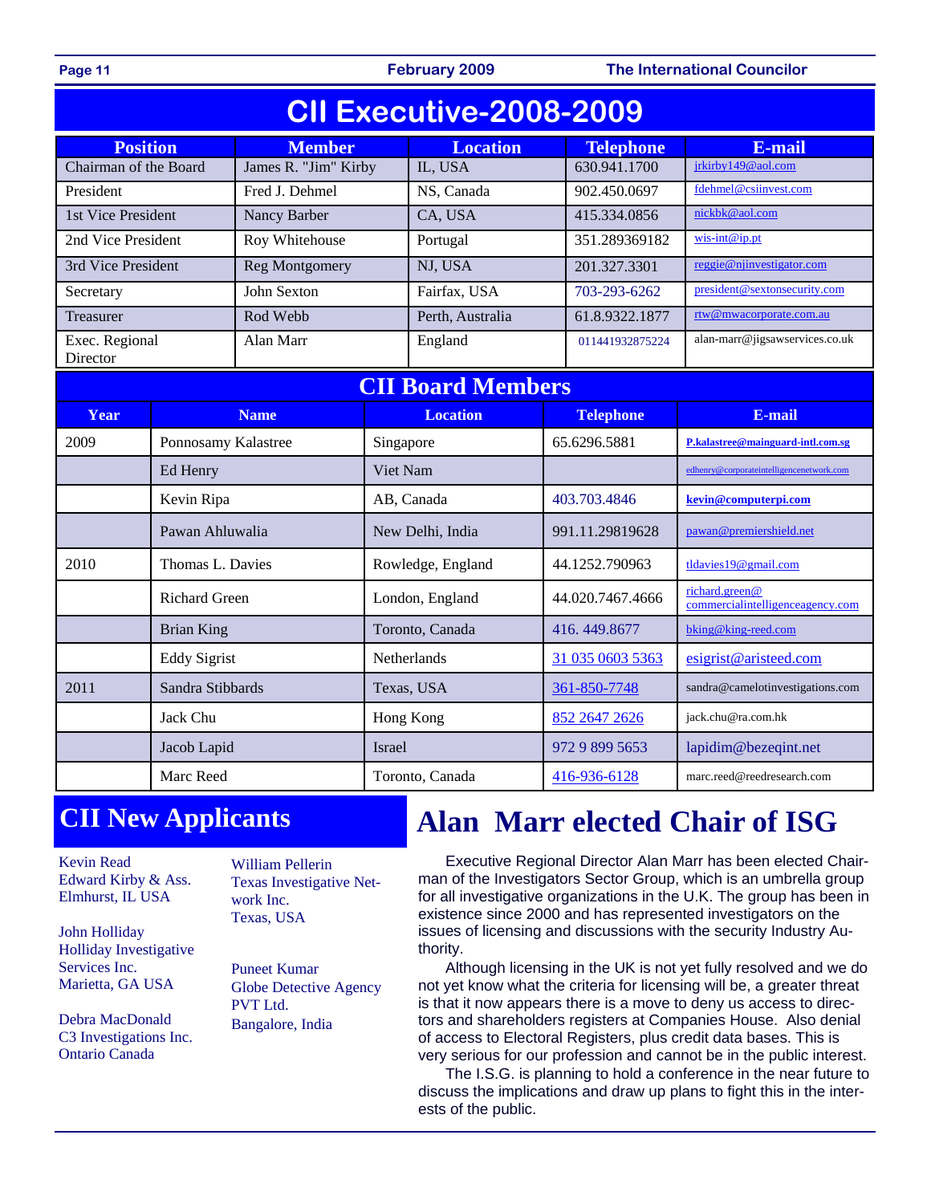# CII Executive-2008-2009

| Position | Member | Location | Telephone | E-mail |
|---|---|---|---|---|
| Chairman of the Board | James R. "Jim" Kirby | IL, USA | 630.941.1700 | jrkirby149@aol.com |
| President | Fred J. Dehmel | NS, Canada | 902.450.0697 | fdehmel@csiinvest.com |
| 1st Vice President | Nancy Barber | CA, USA | 415.334.0856 | nickbk@aol.com |
| 2nd Vice President | Roy Whitehouse | Portugal | 351.289369182 | wis-int@ip.pt |
| 3rd Vice President | Reg Montgomery | NJ, USA | 201.327.3301 | reggie@njinvestigator.com |
| Secretary | John Sexton | Fairfax, USA | 703-293-6262 | president@sextonsecurity.com |
| Treasurer | Rod Webb | Perth, Australia | 61.8.9322.1877 | rtw@mwacorporate.com.au |
| Exec. Regional Director | Alan Marr | England | 011441932875224 | alan-marr@jigsawservices.co.uk |

## CII Board Members

| Year | Name | Location | Telephone | E-mail |
|---|---|---|---|---|
| 2009 | Ponnosamy Kalastree | Singapore | 65.6296.5881 | P.kalastree@mainguard-intl.com.sg |
| | Ed Henry | Viet Nam | | edhenry@corporateintelligencenetwork.com |
| | Kevin Ripa | AB, Canada | 403.703.4846 | kevin@computerpi.com |
| | Pawan Ahluwalia | New Delhi, India | 991.11.29819628 | pawan@premiershield.net |
| 2010 | Thomas L. Davies | Rowledge, England | 44.1252.790963 | tldavies19@gmail.com |
| | Richard Green | London, England | 44.020.7467.4666 | richard.green@commercialintelligenceagency.com |
| | Brian King | Toronto, Canada | 416. 449.8677 | bking@king-reed.com |
| | Eddy Sigrist | Netherlands | 31 035 0603 5363 | esigrist@aristeed.com |
| 2011 | Sandra Stibbards | Texas, USA | 361-850-7748 | sandra@camelotinvestigations.com |
| | Jack Chu | Hong Kong | 852 2647 2626 | jack.chu@ra.com.hk |
| | Jacob Lapid | Israel | 972 9 899 5653 | lapidim@bezeqint.net |
| | Marc Reed | Toronto, Canada | 416-936-6128 | marc.reed@reedresearch.com |

## CII New Applicants

Kevin Read
Edward Kirby & Ass.
Elmhurst, IL USA

John Holliday
Holliday Investigative Services Inc.
Marietta, GA USA

Debra MacDonald
C3 Investigations Inc.
Ontario Canada

William Pellerin
Texas Investigative Network Inc.
Texas, USA

Puneet Kumar
Globe Detective Agency PVT Ltd.
Bangalore, India

# Alan Marr elected Chair of ISG

Executive Regional Director Alan Marr has been elected Chairman of the Investigators Sector Group, which is an umbrella group for all investigative organizations in the U.K. The group has been in existence since 2000 and has represented investigators on the issues of licensing and discussions with the security Industry Authority.

Although licensing in the UK is not yet fully resolved and we do not yet know what the criteria for licensing will be, a greater threat is that it now appears there is a move to deny us access to directors and shareholders registers at Companies House. Also denial of access to Electoral Registers, plus credit data bases. This is very serious for our profession and cannot be in the public interest.

The I.S.G. is planning to hold a conference in the near future to discuss the implications and draw up plans to fight this in the interests of the public.